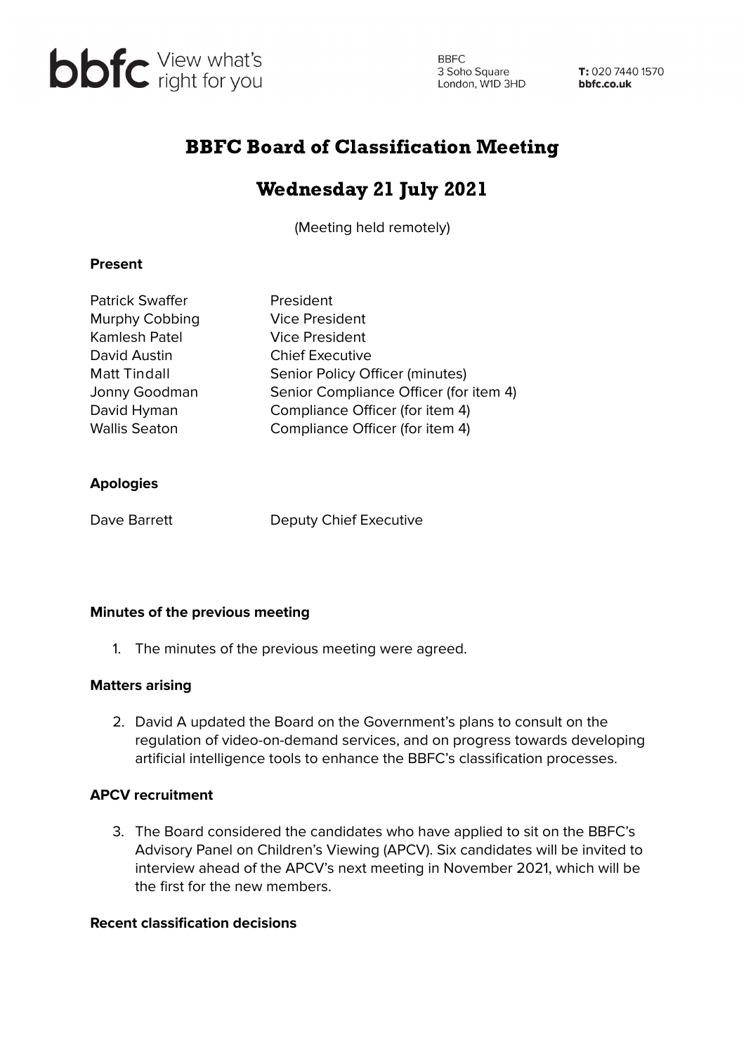# BBFC Board of Classification Meeting

## Wednesday 21 July 2021

(Meeting held remotely)

**Present**

| | |
|---|---|
| Patrick Swaffer | President |
| Murphy Cobbing | Vice President |
| Kamlesh Patel | Vice President |
| David Austin | Chief Executive |
| Matt Tindall | Senior Policy Officer (minutes) |
| Jonny Goodman | Senior Compliance Officer (for item 4) |
| David Hyman | Compliance Officer (for item 4) |
| Wallis Seaton | Compliance Officer (for item 4) |

**Apologies**

| | |
|---|---|
| Dave Barrett | Deputy Chief Executive |

**Minutes of the previous meeting**

1. The minutes of the previous meeting were agreed.

**Matters arising**

2. David A updated the Board on the Government's plans to consult on the regulation of video-on-demand services, and on progress towards developing artificial intelligence tools to enhance the BBFC's classification processes.

**APCV recruitment**

3. The Board considered the candidates who have applied to sit on the BBFC's Advisory Panel on Children's Viewing (APCV). Six candidates will be invited to interview ahead of the APCV's next meeting in November 2021, which will be the first for the new members.

**Recent classification decisions**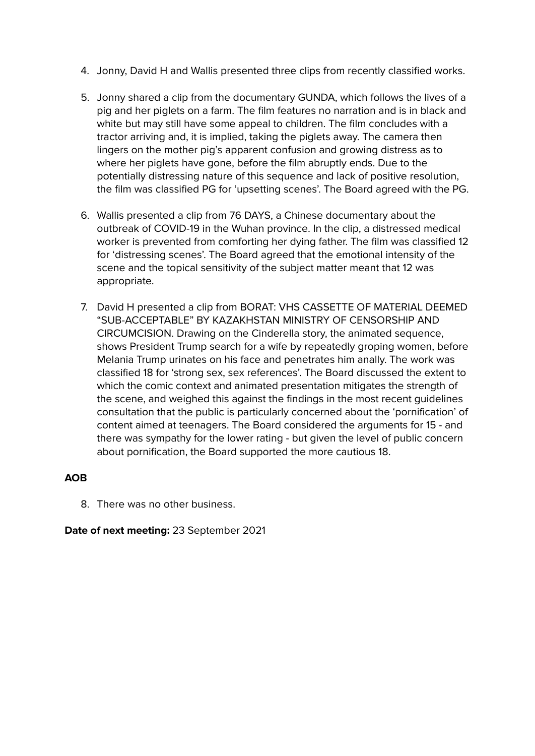4. Jonny, David H and Wallis presented three clips from recently classified works.

5. Jonny shared a clip from the documentary GUNDA, which follows the lives of a pig and her piglets on a farm. The film features no narration and is in black and white but may still have some appeal to children. The film concludes with a tractor arriving and, it is implied, taking the piglets away. The camera then lingers on the mother pig's apparent confusion and growing distress as to where her piglets have gone, before the film abruptly ends. Due to the potentially distressing nature of this sequence and lack of positive resolution, the film was classified PG for 'upsetting scenes'. The Board agreed with the PG.

6. Wallis presented a clip from 76 DAYS, a Chinese documentary about the outbreak of COVID-19 in the Wuhan province. In the clip, a distressed medical worker is prevented from comforting her dying father. The film was classified 12 for 'distressing scenes'. The Board agreed that the emotional intensity of the scene and the topical sensitivity of the subject matter meant that 12 was appropriate.

7. David H presented a clip from BORAT: VHS CASSETTE OF MATERIAL DEEMED "SUB-ACCEPTABLE" BY KAZAKHSTAN MINISTRY OF CENSORSHIP AND CIRCUMCISION. Drawing on the Cinderella story, the animated sequence, shows President Trump search for a wife by repeatedly groping women, before Melania Trump urinates on his face and penetrates him anally. The work was classified 18 for 'strong sex, sex references'. The Board discussed the extent to which the comic context and animated presentation mitigates the strength of the scene, and weighed this against the findings in the most recent guidelines consultation that the public is particularly concerned about the 'pornification' of content aimed at teenagers. The Board considered the arguments for 15 - and there was sympathy for the lower rating - but given the level of public concern about pornification, the Board supported the more cautious 18.

**AOB**

8. There was no other business.

**Date of next meeting:** 23 September 2021